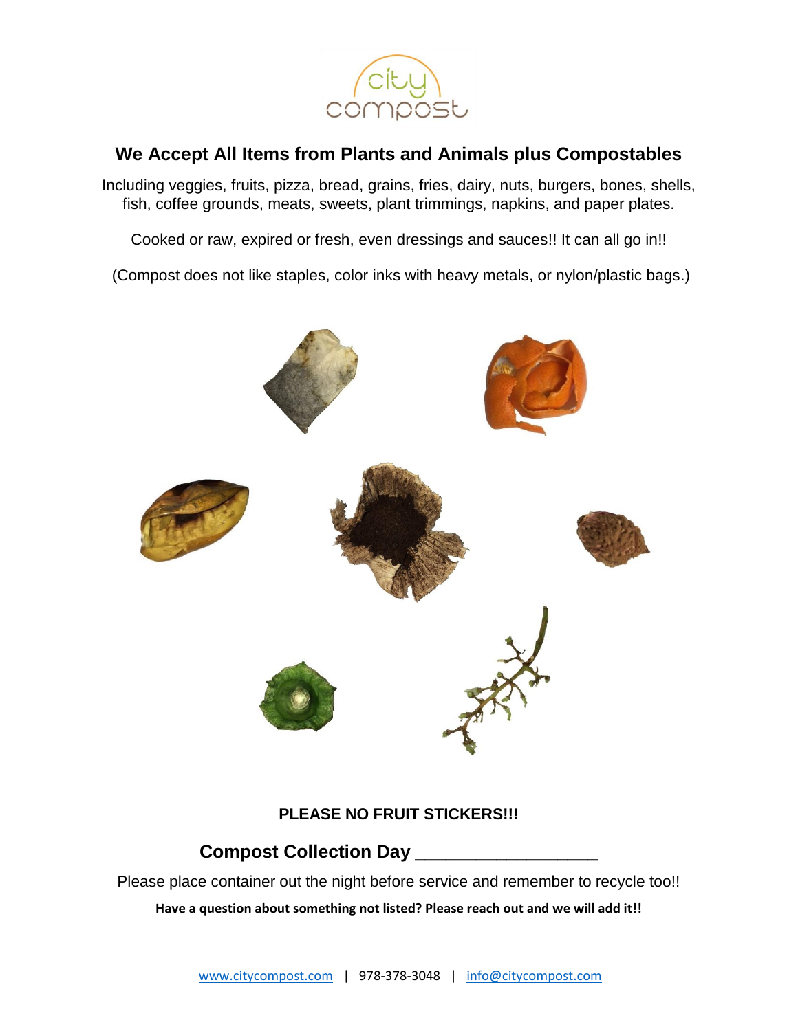# We Accept All Items from Plants and Animals plus Compostables

Including veggies, fruits, pizza, bread, grains, fries, dairy, nuts, burgers, bones, shells, fish, coffee grounds, meats, sweets, plant trimmings, napkins, and paper plates.

Cooked or raw, expired or fresh, even dressings and sauces!! It can all go in!!

(Compost does not like staples, color inks with heavy metals, or nylon/plastic bags.)

**PLEASE NO FRUIT STICKERS!!!**

## Compost Collection Day ___________________

Please place container out the night before service and remember to recycle too!!

**Have a question about something not listed? Please reach out and we will add it!!**

www.citycompost.com | 978-378-3048 | info@citycompost.com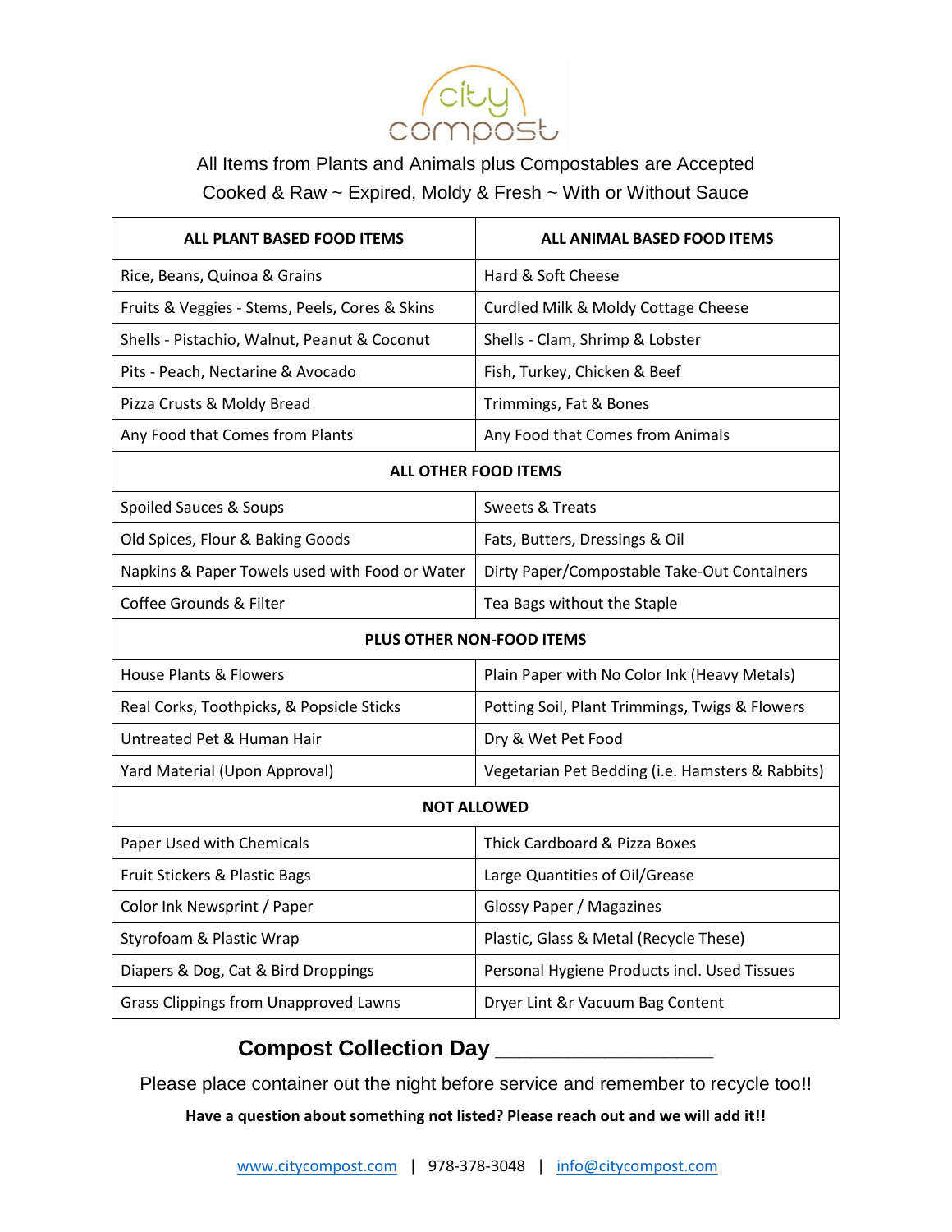city compost

All Items from Plants and Animals plus Compostables are Accepted

Cooked & Raw ~ Expired, Moldy & Fresh ~ With or Without Sauce

| ALL PLANT BASED FOOD ITEMS | ALL ANIMAL BASED FOOD ITEMS |
|---|---|
| Rice, Beans, Quinoa & Grains | Hard & Soft Cheese |
| Fruits & Veggies - Stems, Peels, Cores & Skins | Curdled Milk & Moldy Cottage Cheese |
| Shells - Pistachio, Walnut, Peanut & Coconut | Shells - Clam, Shrimp & Lobster |
| Pits - Peach, Nectarine & Avocado | Fish, Turkey, Chicken & Beef |
| Pizza Crusts & Moldy Bread | Trimmings, Fat & Bones |
| Any Food that Comes from Plants | Any Food that Comes from Animals |
| **ALL OTHER FOOD ITEMS** | |
| Spoiled Sauces & Soups | Sweets & Treats |
| Old Spices, Flour & Baking Goods | Fats, Butters, Dressings & Oil |
| Napkins & Paper Towels used with Food or Water | Dirty Paper/Compostable Take-Out Containers |
| Coffee Grounds & Filter | Tea Bags without the Staple |
| **PLUS OTHER NON-FOOD ITEMS** | |
| House Plants & Flowers | Plain Paper with No Color Ink (Heavy Metals) |
| Real Corks, Toothpicks, & Popsicle Sticks | Potting Soil, Plant Trimmings, Twigs & Flowers |
| Untreated Pet & Human Hair | Dry & Wet Pet Food |
| Yard Material (Upon Approval) | Vegetarian Pet Bedding (i.e. Hamsters & Rabbits) |
| **NOT ALLOWED** | |
| Paper Used with Chemicals | Thick Cardboard & Pizza Boxes |
| Fruit Stickers & Plastic Bags | Large Quantities of Oil/Grease |
| Color Ink Newsprint / Paper | Glossy Paper / Magazines |
| Styrofoam & Plastic Wrap | Plastic, Glass & Metal (Recycle These) |
| Diapers & Dog, Cat & Bird Droppings | Personal Hygiene Products incl. Used Tissues |
| Grass Clippings from Unapproved Lawns | Dryer Lint &r Vacuum Bag Content |

**Compost Collection Day ___________________**

Please place container out the night before service and remember to recycle too!!

**Have a question about something not listed? Please reach out and we will add it!!**

www.citycompost.com | 978-378-3048 | info@citycompost.com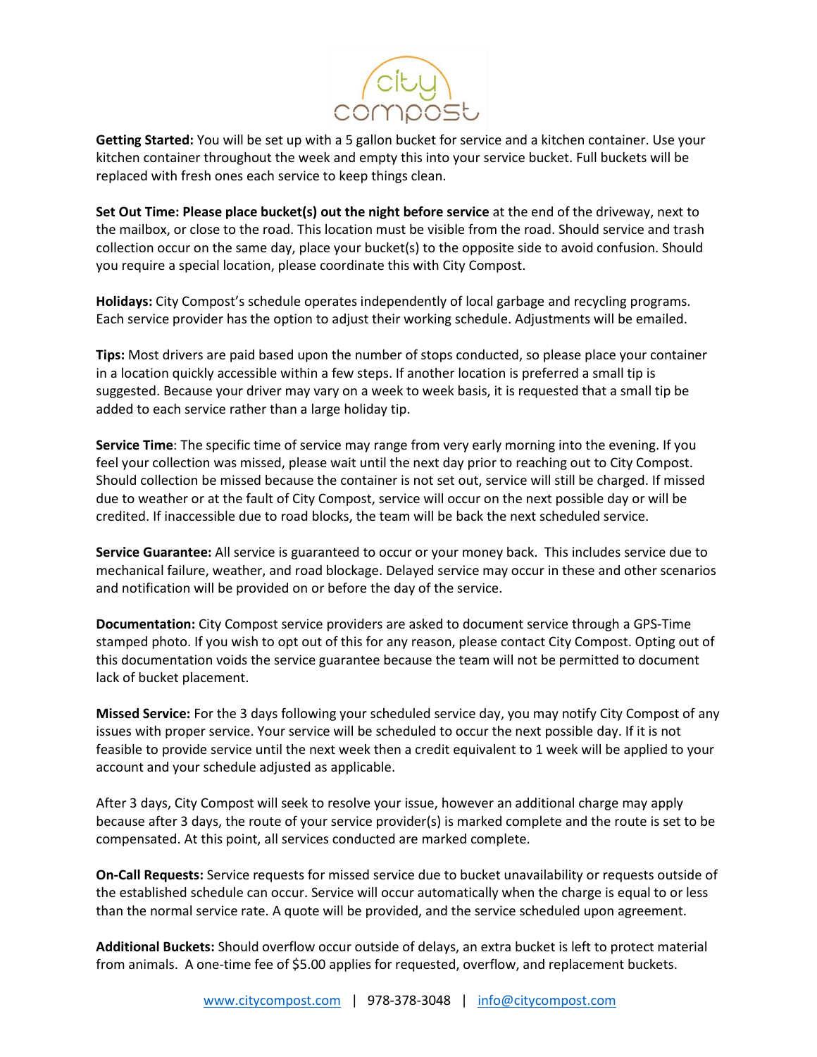**Getting Started:** You will be set up with a 5 gallon bucket for service and a kitchen container. Use your kitchen container throughout the week and empty this into your service bucket. Full buckets will be replaced with fresh ones each service to keep things clean.

**Set Out Time: Please place bucket(s) out the night before service** at the end of the driveway, next to the mailbox, or close to the road. This location must be visible from the road. Should service and trash collection occur on the same day, place your bucket(s) to the opposite side to avoid confusion. Should you require a special location, please coordinate this with City Compost.

**Holidays:** City Compost's schedule operates independently of local garbage and recycling programs. Each service provider has the option to adjust their working schedule. Adjustments will be emailed.

**Tips:** Most drivers are paid based upon the number of stops conducted, so please place your container in a location quickly accessible within a few steps. If another location is preferred a small tip is suggested. Because your driver may vary on a week to week basis, it is requested that a small tip be added to each service rather than a large holiday tip.

**Service Time**: The specific time of service may range from very early morning into the evening. If you feel your collection was missed, please wait until the next day prior to reaching out to City Compost. Should collection be missed because the container is not set out, service will still be charged. If missed due to weather or at the fault of City Compost, service will occur on the next possible day or will be credited. If inaccessible due to road blocks, the team will be back the next scheduled service.

**Service Guarantee:** All service is guaranteed to occur or your money back. This includes service due to mechanical failure, weather, and road blockage. Delayed service may occur in these and other scenarios and notification will be provided on or before the day of the service.

**Documentation:** City Compost service providers are asked to document service through a GPS-Time stamped photo. If you wish to opt out of this for any reason, please contact City Compost. Opting out of this documentation voids the service guarantee because the team will not be permitted to document lack of bucket placement.

**Missed Service:** For the 3 days following your scheduled service day, you may notify City Compost of any issues with proper service. Your service will be scheduled to occur the next possible day. If it is not feasible to provide service until the next week then a credit equivalent to 1 week will be applied to your account and your schedule adjusted as applicable.

After 3 days, City Compost will seek to resolve your issue, however an additional charge may apply because after 3 days, the route of your service provider(s) is marked complete and the route is set to be compensated. At this point, all services conducted are marked complete.

**On-Call Requests:** Service requests for missed service due to bucket unavailability or requests outside of the established schedule can occur. Service will occur automatically when the charge is equal to or less than the normal service rate. A quote will be provided, and the service scheduled upon agreement.

**Additional Buckets:** Should overflow occur outside of delays, an extra bucket is left to protect material from animals. A one-time fee of $5.00 applies for requested, overflow, and replacement buckets.

www.citycompost.com | 978-378-3048 | info@citycompost.com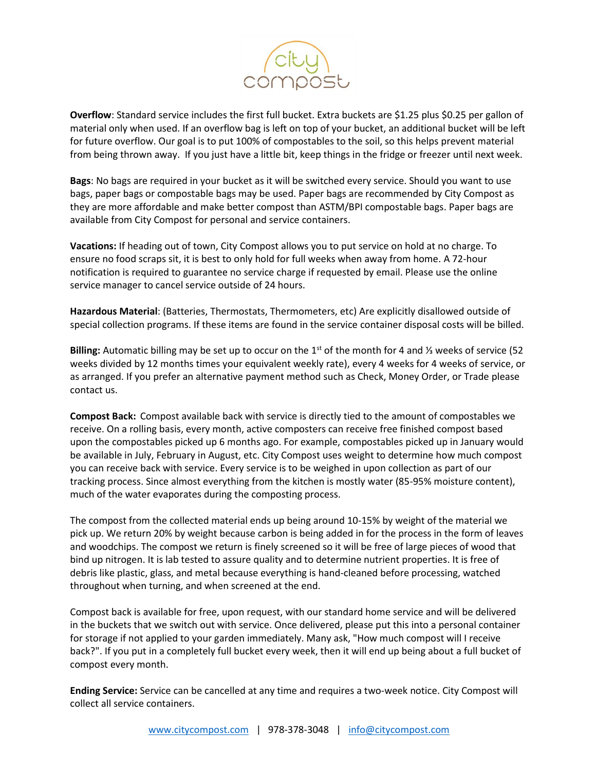**Overflow**: Standard service includes the first full bucket. Extra buckets are $1.25 plus $0.25 per gallon of material only when used. If an overflow bag is left on top of your bucket, an additional bucket will be left for future overflow. Our goal is to put 100% of compostables to the soil, so this helps prevent material from being thrown away. If you just have a little bit, keep things in the fridge or freezer until next week.

**Bags**: No bags are required in your bucket as it will be switched every service. Should you want to use bags, paper bags or compostable bags may be used. Paper bags are recommended by City Compost as they are more affordable and make better compost than ASTM/BPI compostable bags. Paper bags are available from City Compost for personal and service containers.

**Vacations:** If heading out of town, City Compost allows you to put service on hold at no charge. To ensure no food scraps sit, it is best to only hold for full weeks when away from home. A 72-hour notification is required to guarantee no service charge if requested by email. Please use the online service manager to cancel service outside of 24 hours.

**Hazardous Material**: (Batteries, Thermostats, Thermometers, etc) Are explicitly disallowed outside of special collection programs. If these items are found in the service container disposal costs will be billed.

**Billing:** Automatic billing may be set up to occur on the 1st of the month for 4 and ⅓ weeks of service (52 weeks divided by 12 months times your equivalent weekly rate), every 4 weeks for 4 weeks of service, or as arranged. If you prefer an alternative payment method such as Check, Money Order, or Trade please contact us.

**Compost Back:** Compost available back with service is directly tied to the amount of compostables we receive. On a rolling basis, every month, active composters can receive free finished compost based upon the compostables picked up 6 months ago. For example, compostables picked up in January would be available in July, February in August, etc. City Compost uses weight to determine how much compost you can receive back with service. Every service is to be weighed in upon collection as part of our tracking process. Since almost everything from the kitchen is mostly water (85-95% moisture content), much of the water evaporates during the composting process.

The compost from the collected material ends up being around 10-15% by weight of the material we pick up. We return 20% by weight because carbon is being added in for the process in the form of leaves and woodchips. The compost we return is finely screened so it will be free of large pieces of wood that bind up nitrogen. It is lab tested to assure quality and to determine nutrient properties. It is free of debris like plastic, glass, and metal because everything is hand-cleaned before processing, watched throughout when turning, and when screened at the end.

Compost back is available for free, upon request, with our standard home service and will be delivered in the buckets that we switch out with service. Once delivered, please put this into a personal container for storage if not applied to your garden immediately. Many ask, "How much compost will I receive back?". If you put in a completely full bucket every week, then it will end up being about a full bucket of compost every month.

**Ending Service:** Service can be cancelled at any time and requires a two-week notice. City Compost will collect all service containers.

www.citycompost.com | 978-378-3048 | info@citycompost.com